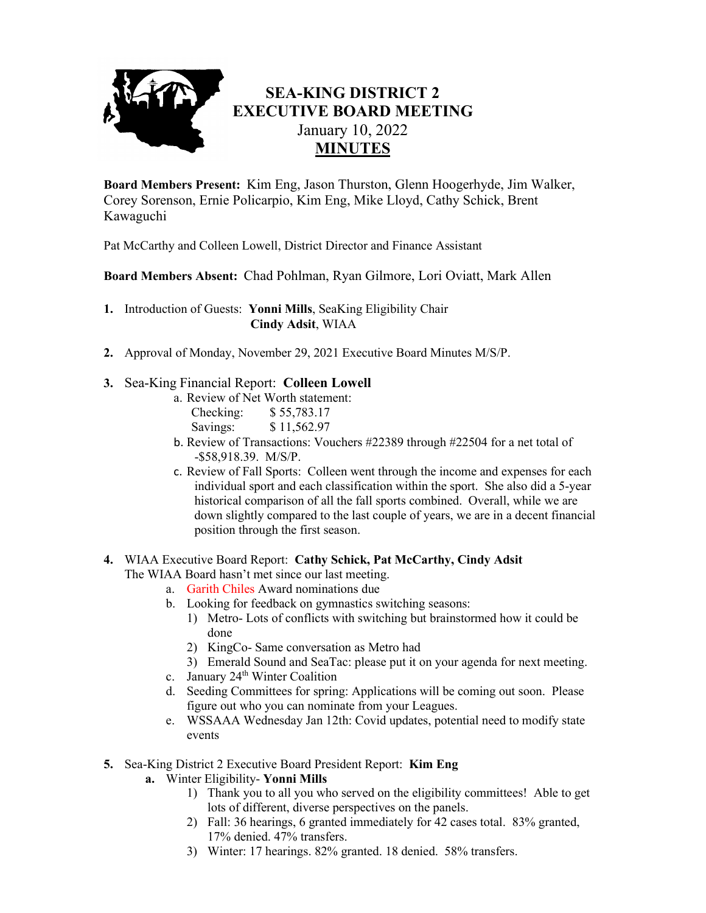# SEA-KING DISTRICT 2
# EXECUTIVE BOARD MEETING

January 10, 2022

**MINUTES**

**Board Members Present:** Kim Eng, Jason Thurston, Glenn Hoogerhyde, Jim Walker, Corey Sorenson, Ernie Policarpio, Kim Eng, Mike Lloyd, Cathy Schick, Brent Kawaguchi

Pat McCarthy and Colleen Lowell, District Director and Finance Assistant

**Board Members Absent:** Chad Pohlman, Ryan Gilmore, Lori Oviatt, Mark Allen

1. Introduction of Guests: **Yonni Mills**, SeaKing Eligibility Chair
   **Cindy Adsit**, WIAA

2. Approval of Monday, November 29, 2021 Executive Board Minutes M/S/P.

3. Sea-King Financial Report: **Colleen Lowell**
   a. Review of Net Worth statement:
      Checking: $ 55,783.17
      Savings: $ 11,562.97
   b. Review of Transactions: Vouchers #22389 through #22504 for a net total of -$58,918.39. M/S/P.
   c. Review of Fall Sports: Colleen went through the income and expenses for each individual sport and each classification within the sport. She also did a 5-year historical comparison of all the fall sports combined. Overall, while we are down slightly compared to the last couple of years, we are in a decent financial position through the first season.

4. WIAA Executive Board Report: **Cathy Schick, Pat McCarthy, Cindy Adsit**
   The WIAA Board hasn't met since our last meeting.
   a. Garith Chiles Award nominations due
   b. Looking for feedback on gymnastics switching seasons:
      1) Metro- Lots of conflicts with switching but brainstormed how it could be done
      2) KingCo- Same conversation as Metro had
      3) Emerald Sound and SeaTac: please put it on your agenda for next meeting.
   c. January 24th Winter Coalition
   d. Seeding Committees for spring: Applications will be coming out soon. Please figure out who you can nominate from your Leagues.
   e. WSSAAA Wednesday Jan 12th: Covid updates, potential need to modify state events

5. Sea-King District 2 Executive Board President Report: **Kim Eng**
   **a.** Winter Eligibility- **Yonni Mills**
      1) Thank you to all you who served on the eligibility committees! Able to get lots of different, diverse perspectives on the panels.
      2) Fall: 36 hearings, 6 granted immediately for 42 cases total. 83% granted, 17% denied. 47% transfers.
      3) Winter: 17 hearings. 82% granted. 18 denied. 58% transfers.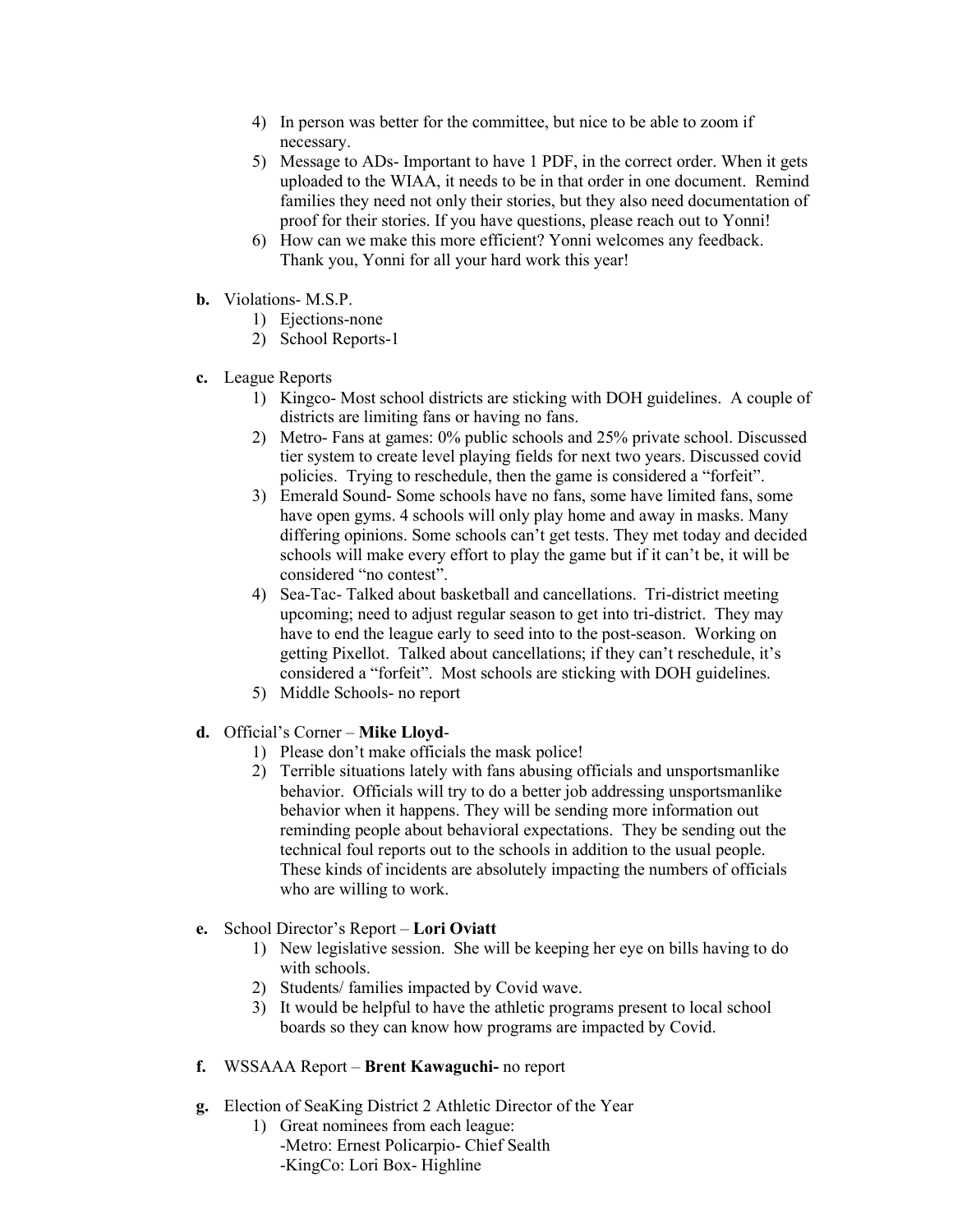4) In person was better for the committee, but nice to be able to zoom if necessary.
5) Message to ADs- Important to have 1 PDF, in the correct order. When it gets uploaded to the WIAA, it needs to be in that order in one document. Remind families they need not only their stories, but they also need documentation of proof for their stories. If you have questions, please reach out to Yonni!
6) How can we make this more efficient? Yonni welcomes any feedback. Thank you, Yonni for all your hard work this year!

**b.** Violations- M.S.P.

1) Ejections-none
2) School Reports-1

**c.** League Reports

1) Kingco- Most school districts are sticking with DOH guidelines. A couple of districts are limiting fans or having no fans.
2) Metro- Fans at games: 0% public schools and 25% private school. Discussed tier system to create level playing fields for next two years. Discussed covid policies. Trying to reschedule, then the game is considered a "forfeit".
3) Emerald Sound- Some schools have no fans, some have limited fans, some have open gyms. 4 schools will only play home and away in masks. Many differing opinions. Some schools can't get tests. They met today and decided schools will make every effort to play the game but if it can't be, it will be considered "no contest".
4) Sea-Tac- Talked about basketball and cancellations. Tri-district meeting upcoming; need to adjust regular season to get into tri-district. They may have to end the league early to seed into to the post-season. Working on getting Pixellot. Talked about cancellations; if they can't reschedule, it's considered a "forfeit". Most schools are sticking with DOH guidelines.
5) Middle Schools- no report

**d.** Official's Corner – **Mike Lloyd**-

1) Please don't make officials the mask police!
2) Terrible situations lately with fans abusing officials and unsportsmanlike behavior. Officials will try to do a better job addressing unsportsmanlike behavior when it happens. They will be sending more information out reminding people about behavioral expectations. They be sending out the technical foul reports out to the schools in addition to the usual people. These kinds of incidents are absolutely impacting the numbers of officials who are willing to work.

**e.** School Director's Report – **Lori Oviatt**

1) New legislative session. She will be keeping her eye on bills having to do with schools.
2) Students/ families impacted by Covid wave.
3) It would be helpful to have the athletic programs present to local school boards so they can know how programs are impacted by Covid.

**f.** WSSAAA Report – **Brent Kawaguchi-** no report

**g.** Election of SeaKing District 2 Athletic Director of the Year

1) Great nominees from each league:
   -Metro: Ernest Policarpio- Chief Sealth
   -KingCo: Lori Box- Highline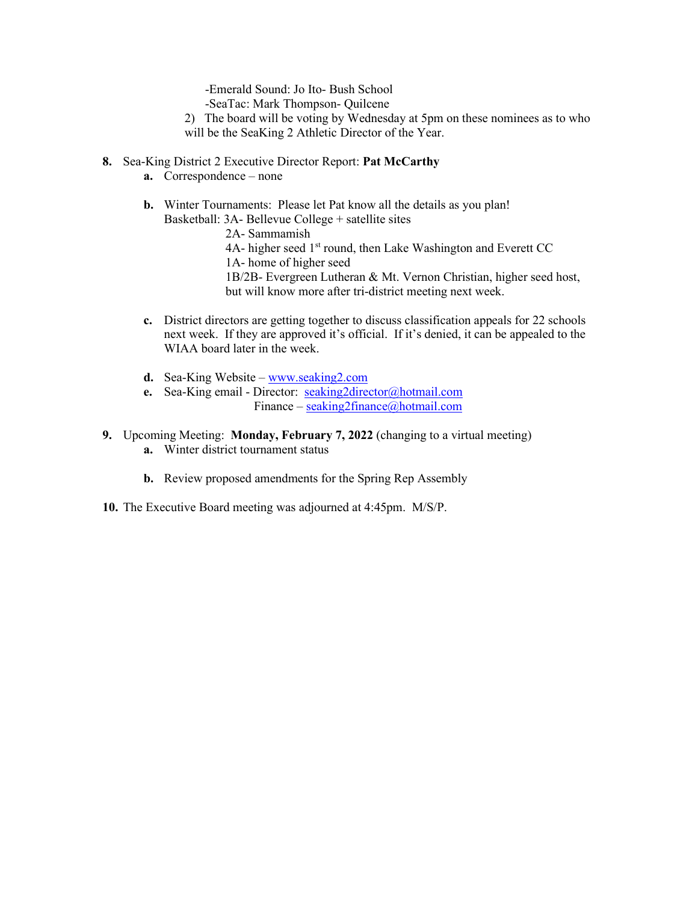-Emerald Sound: Jo Ito- Bush School
-SeaTac: Mark Thompson- Quilcene

2) The board will be voting by Wednesday at 5pm on these nominees as to who will be the SeaKing 2 Athletic Director of the Year.

**8.** Sea-King District 2 Executive Director Report: **Pat McCarthy**

**a.** Correspondence – none

**b.** Winter Tournaments: Please let Pat know all the details as you plan!
Basketball: 3A- Bellevue College + satellite sites
2A- Sammamish
4A- higher seed 1st round, then Lake Washington and Everett CC
1A- home of higher seed
1B/2B- Evergreen Lutheran & Mt. Vernon Christian, higher seed host, but will know more after tri-district meeting next week.

**c.** District directors are getting together to discuss classification appeals for 22 schools next week. If they are approved it's official. If it's denied, it can be appealed to the WIAA board later in the week.

**d.** Sea-King Website – www.seaking2.com

**e.** Sea-King email - Director: seaking2director@hotmail.com
Finance – seaking2finance@hotmail.com

**9.** Upcoming Meeting: **Monday, February 7, 2022** (changing to a virtual meeting)

**a.** Winter district tournament status

**b.** Review proposed amendments for the Spring Rep Assembly

**10.** The Executive Board meeting was adjourned at 4:45pm. M/S/P.